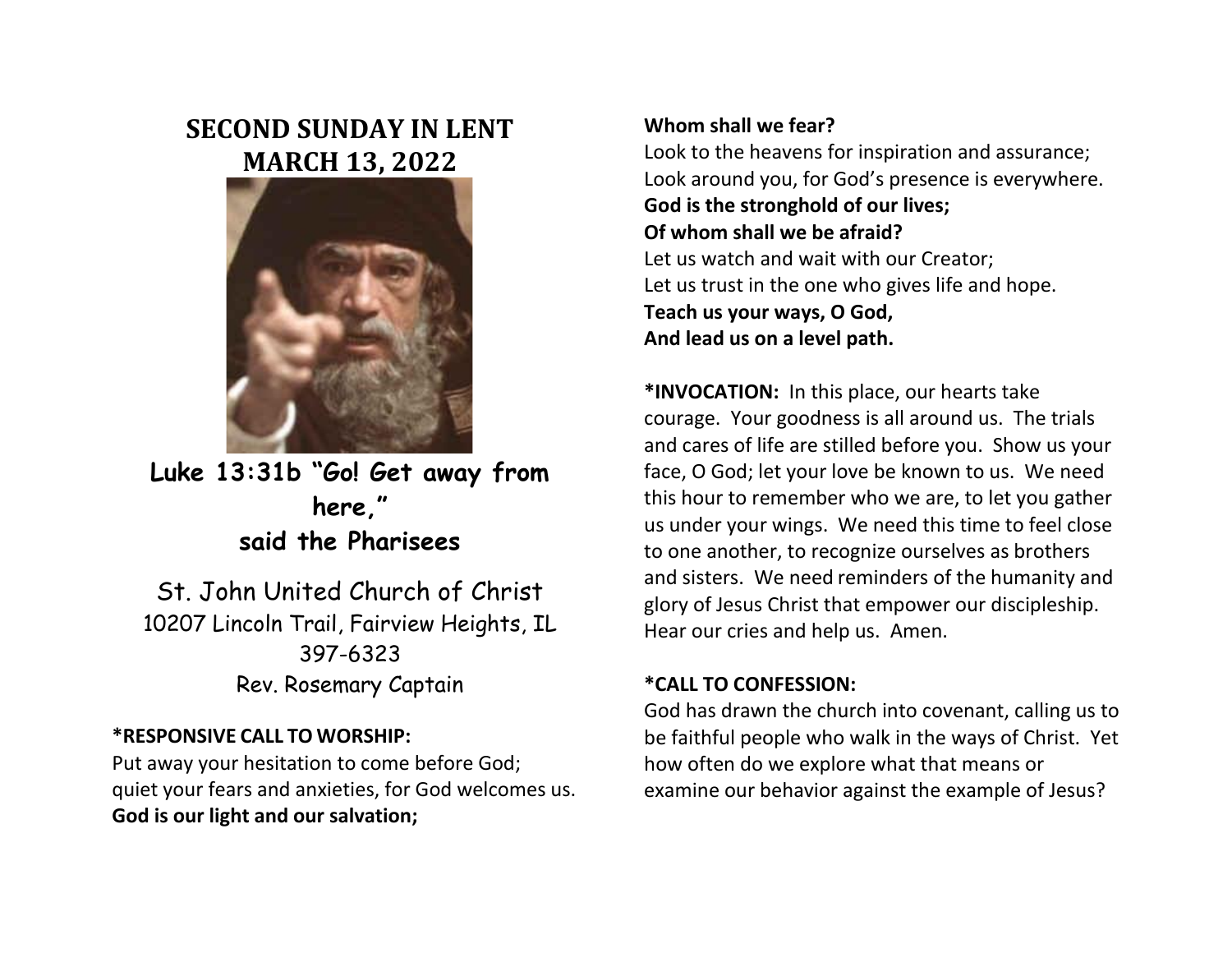# SECOND SUNDAY IN LENT
# MARCH 13, 2022

**Luke 13:31b "Go! Get away from here," said the Pharisees**

St. John United Church of Christ
10207 Lincoln Trail, Fairview Heights, IL
397-6323
Rev. Rosemary Captain

**\*RESPONSIVE CALL TO WORSHIP:**
Put away your hesitation to come before God;
quiet your fears and anxieties, for God welcomes us.
**God is our light and our salvation;**
**Whom shall we fear?**
Look to the heavens for inspiration and assurance;
Look around you, for God's presence is everywhere.
**God is the stronghold of our lives;**
**Of whom shall we be afraid?**
Let us watch and wait with our Creator;
Let us trust in the one who gives life and hope.
**Teach us your ways, O God,**
**And lead us on a level path.**

**\*INVOCATION:** In this place, our hearts take courage. Your goodness is all around us. The trials and cares of life are stilled before you. Show us your face, O God; let your love be known to us. We need this hour to remember who we are, to let you gather us under your wings. We need this time to feel close to one another, to recognize ourselves as brothers and sisters. We need reminders of the humanity and glory of Jesus Christ that empower our discipleship. Hear our cries and help us. Amen.

**\*CALL TO CONFESSION:**
God has drawn the church into covenant, calling us to be faithful people who walk in the ways of Christ. Yet how often do we explore what that means or examine our behavior against the example of Jesus?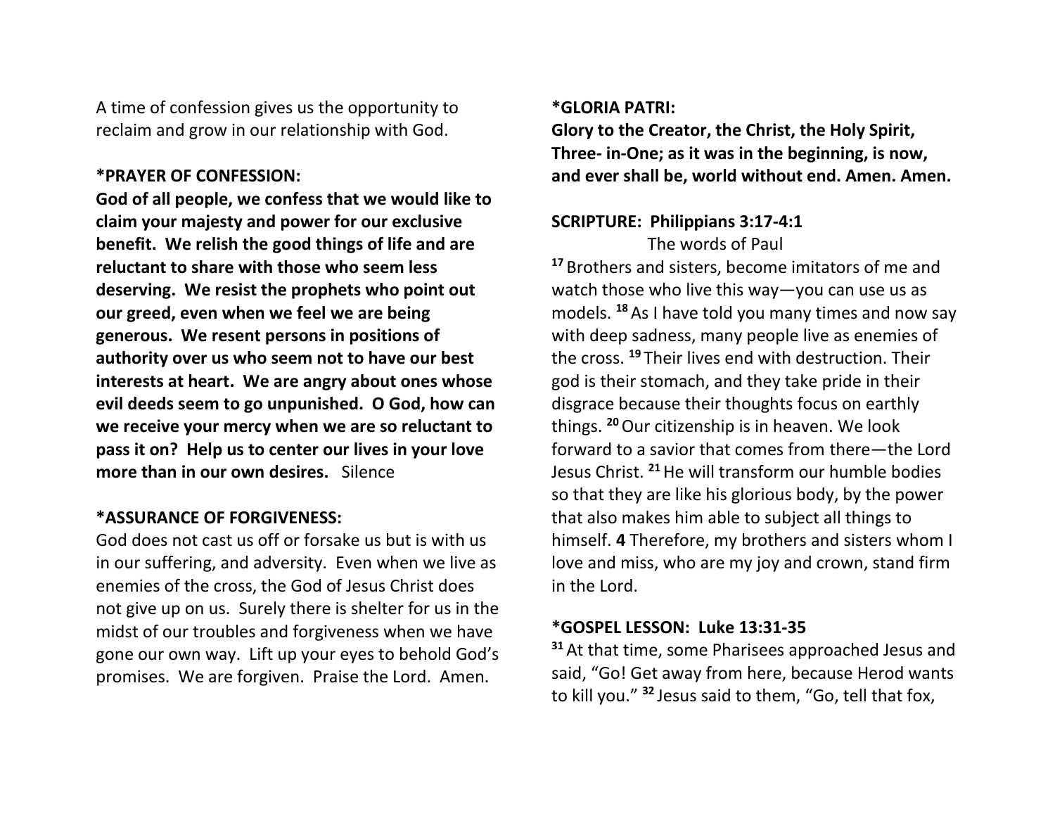A time of confession gives us the opportunity to reclaim and grow in our relationship with God.

**\*PRAYER OF CONFESSION:**

**God of all people, we confess that we would like to claim your majesty and power for our exclusive benefit. We relish the good things of life and are reluctant to share with those who seem less deserving. We resist the prophets who point out our greed, even when we feel we are being generous. We resent persons in positions of authority over us who seem not to have our best interests at heart. We are angry about ones whose evil deeds seem to go unpunished. O God, how can we receive your mercy when we are so reluctant to pass it on? Help us to center our lives in your love more than in our own desires.** Silence

**\*ASSURANCE OF FORGIVENESS:**

God does not cast us off or forsake us but is with us in our suffering, and adversity. Even when we live as enemies of the cross, the God of Jesus Christ does not give up on us. Surely there is shelter for us in the midst of our troubles and forgiveness when we have gone our own way. Lift up your eyes to behold God's promises. We are forgiven. Praise the Lord. Amen.

**\*GLORIA PATRI:**

**Glory to the Creator, the Christ, the Holy Spirit, Three- in-One; as it was in the beginning, is now, and ever shall be, world without end. Amen. Amen.**

**SCRIPTURE: Philippians 3:17-4:1**

The words of Paul

[17] Brothers and sisters, become imitators of me and watch those who live this way—you can use us as models. [18] As I have told you many times and now say with deep sadness, many people live as enemies of the cross. [19] Their lives end with destruction. Their god is their stomach, and they take pride in their disgrace because their thoughts focus on earthly things. [20] Our citizenship is in heaven. We look forward to a savior that comes from there—the Lord Jesus Christ. [21] He will transform our humble bodies so that they are like his glorious body, by the power that also makes him able to subject all things to himself. **4** Therefore, my brothers and sisters whom I love and miss, who are my joy and crown, stand firm in the Lord.

**\*GOSPEL LESSON: Luke 13:31-35**

[31] At that time, some Pharisees approached Jesus and said, "Go! Get away from here, because Herod wants to kill you." [32] Jesus said to them, "Go, tell that fox,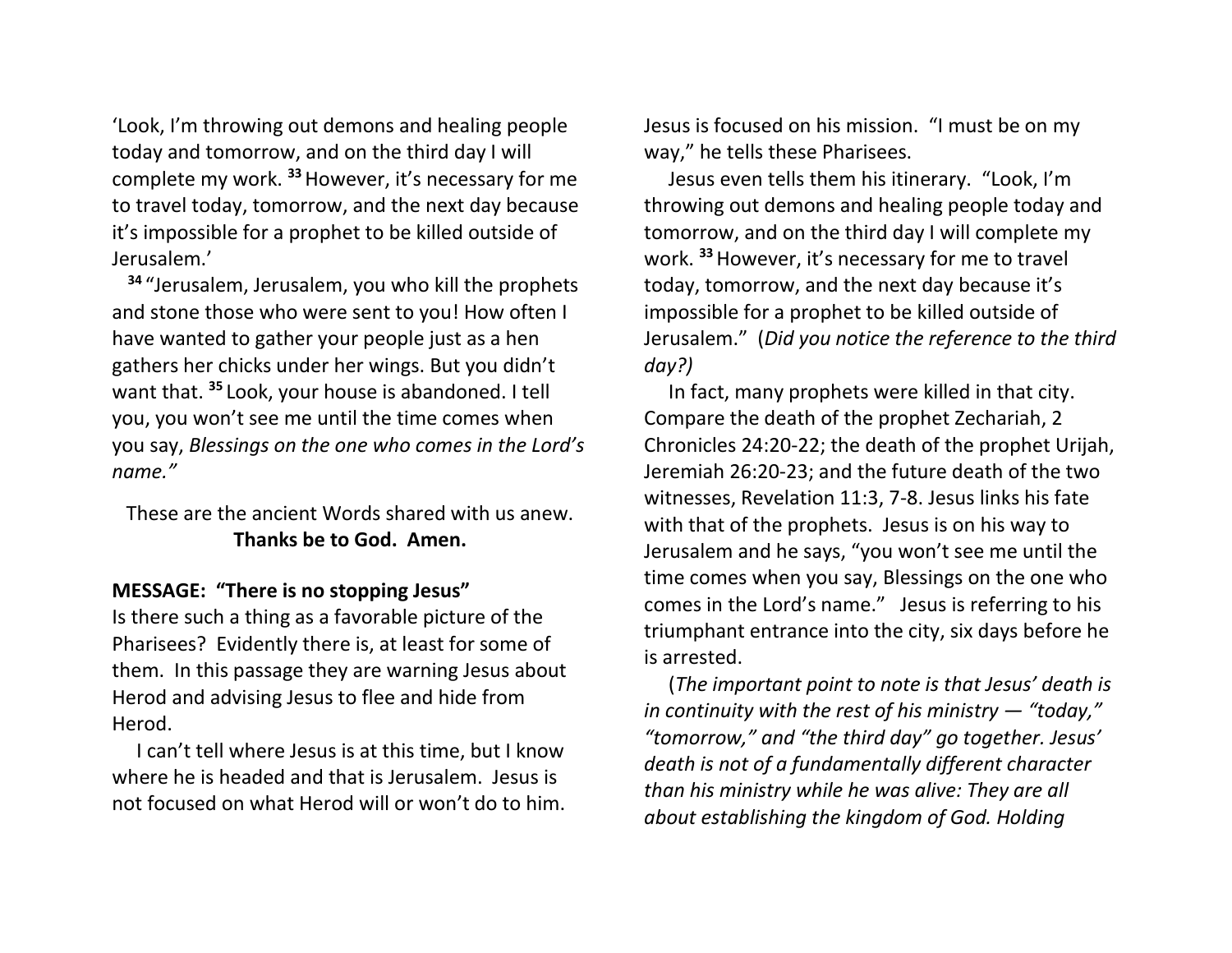'Look, I'm throwing out demons and healing people today and tomorrow, and on the third day I will complete my work. [33] However, it's necessary for me to travel today, tomorrow, and the next day because it's impossible for a prophet to be killed outside of Jerusalem.'

[34] "Jerusalem, Jerusalem, you who kill the prophets and stone those who were sent to you! How often I have wanted to gather your people just as a hen gathers her chicks under her wings. But you didn't want that. [35] Look, your house is abandoned. I tell you, you won't see me until the time comes when you say, *Blessings on the one who comes in the Lord's name."*

These are the ancient Words shared with us anew.
**Thanks be to God. Amen.**

**MESSAGE: "There is no stopping Jesus"**

Is there such a thing as a favorable picture of the Pharisees? Evidently there is, at least for some of them. In this passage they are warning Jesus about Herod and advising Jesus to flee and hide from Herod.

I can't tell where Jesus is at this time, but I know where he is headed and that is Jerusalem. Jesus is not focused on what Herod will or won't do to him. Jesus is focused on his mission. "I must be on my way," he tells these Pharisees.

Jesus even tells them his itinerary. "Look, I'm throwing out demons and healing people today and tomorrow, and on the third day I will complete my work. [33] However, it's necessary for me to travel today, tomorrow, and the next day because it's impossible for a prophet to be killed outside of Jerusalem." (*Did you notice the reference to the third day?)*

In fact, many prophets were killed in that city. Compare the death of the prophet Zechariah, 2 Chronicles 24:20-22; the death of the prophet Urijah, Jeremiah 26:20-23; and the future death of the two witnesses, Revelation 11:3, 7-8. Jesus links his fate with that of the prophets. Jesus is on his way to Jerusalem and he says, "you won't see me until the time comes when you say, Blessings on the one who comes in the Lord's name." Jesus is referring to his triumphant entrance into the city, six days before he is arrested.

(*The important point to note is that Jesus' death is in continuity with the rest of his ministry — "today," "tomorrow," and "the third day" go together. Jesus' death is not of a fundamentally different character than his ministry while he was alive: They are all about establishing the kingdom of God. Holding*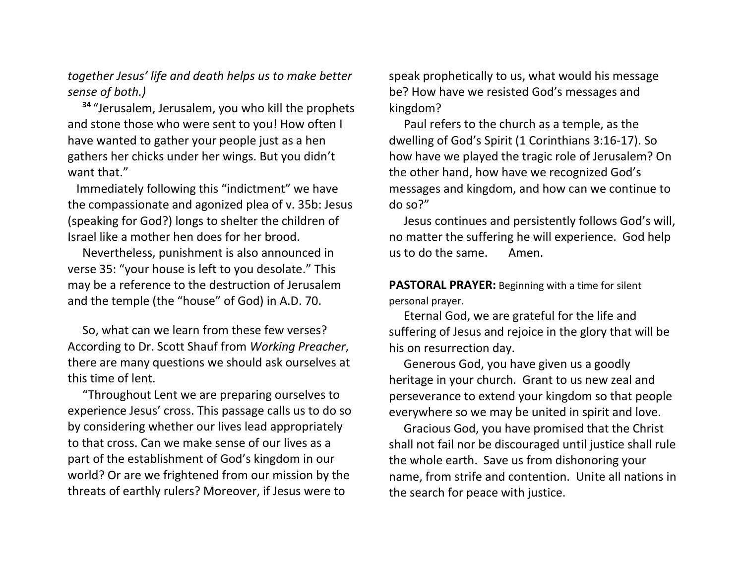*together Jesus' life and death helps us to make better sense of both.)*

[34] "Jerusalem, Jerusalem, you who kill the prophets and stone those who were sent to you! How often I have wanted to gather your people just as a hen gathers her chicks under her wings. But you didn't want that."

Immediately following this "indictment" we have the compassionate and agonized plea of v. 35b: Jesus (speaking for God?) longs to shelter the children of Israel like a mother hen does for her brood.

Nevertheless, punishment is also announced in verse 35: "your house is left to you desolate." This may be a reference to the destruction of Jerusalem and the temple (the "house" of God) in A.D. 70.

So, what can we learn from these few verses? According to Dr. Scott Shauf from *Working Preacher*, there are many questions we should ask ourselves at this time of lent.

"Throughout Lent we are preparing ourselves to experience Jesus' cross. This passage calls us to do so by considering whether our lives lead appropriately to that cross. Can we make sense of our lives as a part of the establishment of God's kingdom in our world? Or are we frightened from our mission by the threats of earthly rulers? Moreover, if Jesus were to speak prophetically to us, what would his message be? How have we resisted God's messages and kingdom?

Paul refers to the church as a temple, as the dwelling of God's Spirit (1 Corinthians 3:16-17). So how have we played the tragic role of Jerusalem? On the other hand, how have we recognized God's messages and kingdom, and how can we continue to do so?"

Jesus continues and persistently follows God's will, no matter the suffering he will experience. God help us to do the same. Amen.

**PASTORAL PRAYER:** Beginning with a time for silent personal prayer.

Eternal God, we are grateful for the life and suffering of Jesus and rejoice in the glory that will be his on resurrection day.

Generous God, you have given us a goodly heritage in your church. Grant to us new zeal and perseverance to extend your kingdom so that people everywhere so we may be united in spirit and love.

Gracious God, you have promised that the Christ shall not fail nor be discouraged until justice shall rule the whole earth. Save us from dishonoring your name, from strife and contention. Unite all nations in the search for peace with justice.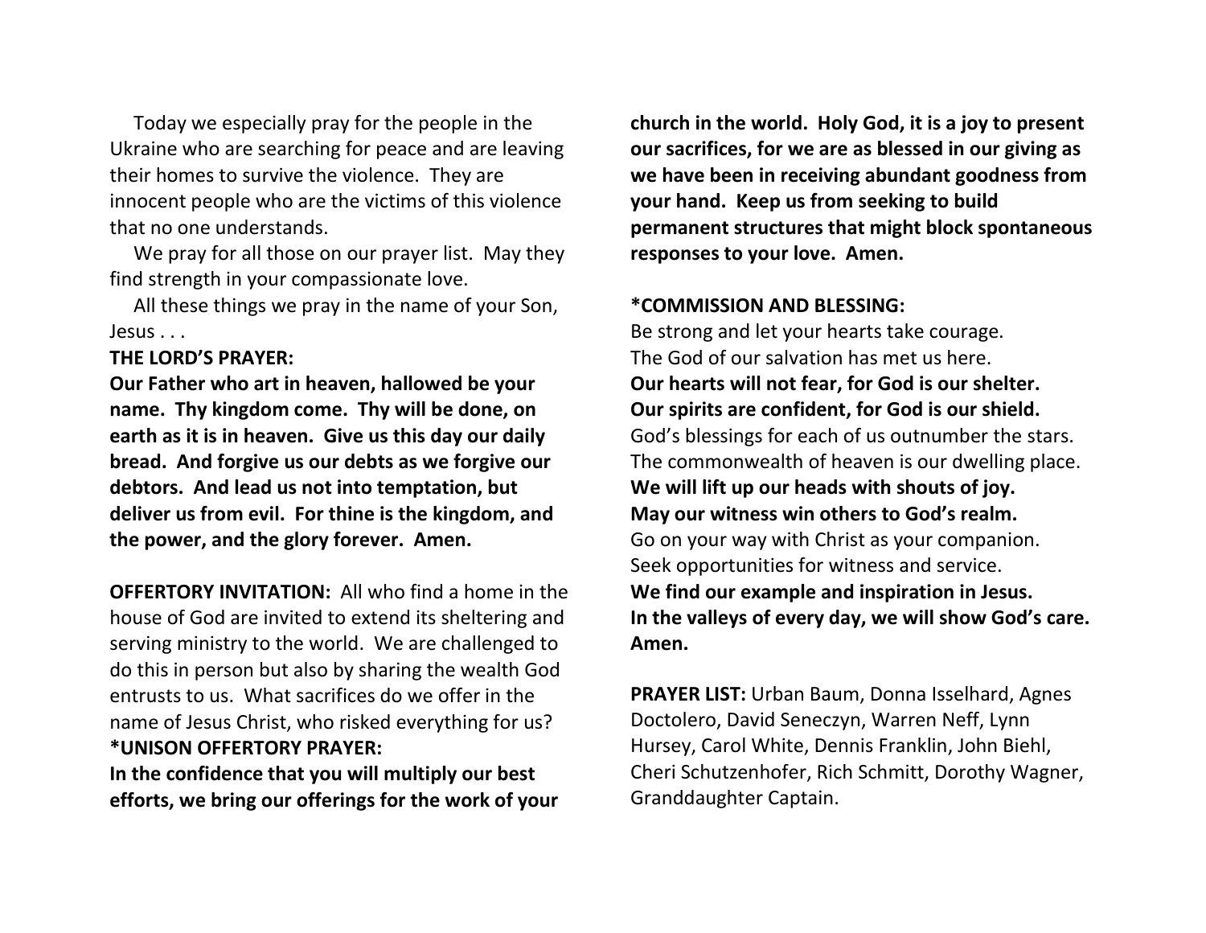Today we especially pray for the people in the Ukraine who are searching for peace and are leaving their homes to survive the violence. They are innocent people who are the victims of this violence that no one understands.

We pray for all those on our prayer list. May they find strength in your compassionate love.

All these things we pray in the name of your Son, Jesus . . .

**THE LORD'S PRAYER:**

**Our Father who art in heaven, hallowed be your name. Thy kingdom come. Thy will be done, on earth as it is in heaven. Give us this day our daily bread. And forgive us our debts as we forgive our debtors. And lead us not into temptation, but deliver us from evil. For thine is the kingdom, and the power, and the glory forever. Amen.**

**OFFERTORY INVITATION:** All who find a home in the house of God are invited to extend its sheltering and serving ministry to the world. We are challenged to do this in person but also by sharing the wealth God entrusts to us. What sacrifices do we offer in the name of Jesus Christ, who risked everything for us?

**\*UNISON OFFERTORY PRAYER:**

**In the confidence that you will multiply our best efforts, we bring our offerings for the work of your church in the world. Holy God, it is a joy to present our sacrifices, for we are as blessed in our giving as we have been in receiving abundant goodness from your hand. Keep us from seeking to build permanent structures that might block spontaneous responses to your love. Amen.**

**\*COMMISSION AND BLESSING:**

Be strong and let your hearts take courage.
The God of our salvation has met us here.
**Our hearts will not fear, for God is our shelter.**
**Our spirits are confident, for God is our shield.**
God's blessings for each of us outnumber the stars.
The commonwealth of heaven is our dwelling place.
**We will lift up our heads with shouts of joy.**
**May our witness win others to God's realm.**
Go on your way with Christ as your companion.
Seek opportunities for witness and service.
**We find our example and inspiration in Jesus.**
**In the valleys of every day, we will show God's care.**
**Amen.**

**PRAYER LIST:** Urban Baum, Donna Isselhard, Agnes Doctolero, David Seneczyn, Warren Neff, Lynn Hursey, Carol White, Dennis Franklin, John Biehl, Cheri Schutzenhofer, Rich Schmitt, Dorothy Wagner, Granddaughter Captain.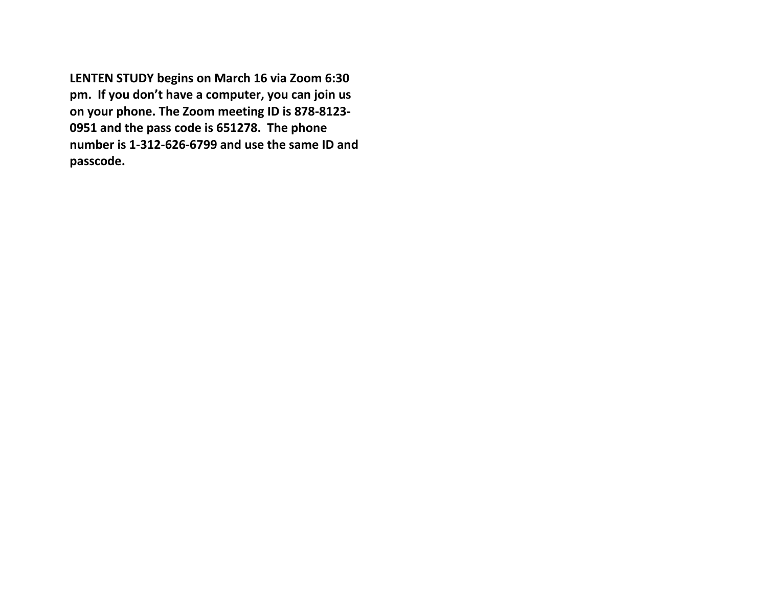**LENTEN STUDY begins on March 16 via Zoom 6:30 pm. If you don't have a computer, you can join us on your phone. The Zoom meeting ID is 878-8123-0951 and the pass code is 651278. The phone number is 1-312-626-6799 and use the same ID and passcode.**